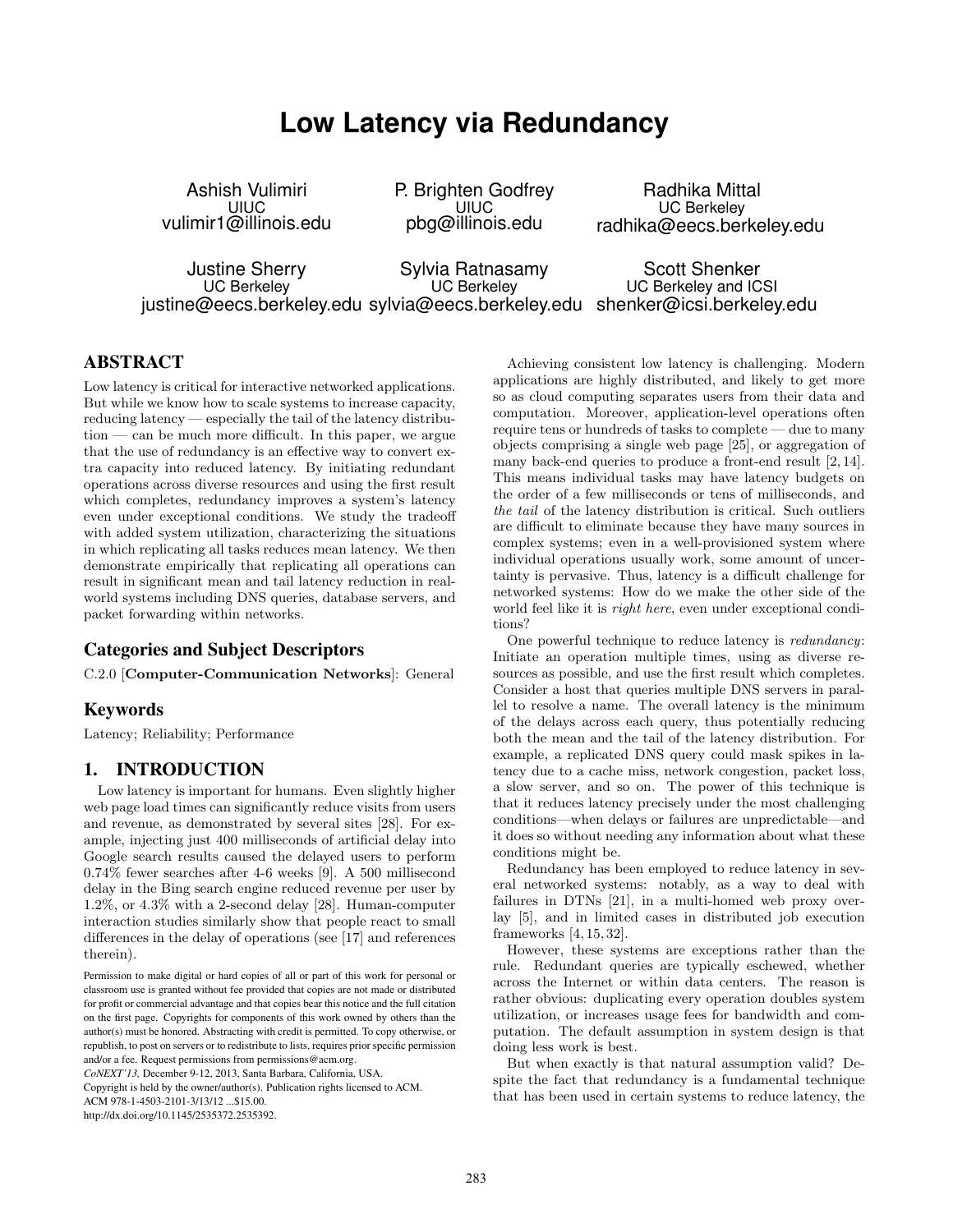# Low Latency via Redundancy

Ashish Vulimiri
UIUC
vulimir1@illinois.edu

P. Brighten Godfrey
UIUC
pbg@illinois.edu

Radhika Mittal
UC Berkeley
radhika@eecs.berkeley.edu

Justine Sherry
UC Berkeley
justine@eecs.berkeley.edu

Sylvia Ratnasamy
UC Berkeley
sylvia@eecs.berkeley.edu

Scott Shenker
UC Berkeley and ICSI
shenker@icsi.berkeley.edu

## ABSTRACT

Low latency is critical for interactive networked applications. But while we know how to scale systems to increase capacity, reducing latency — especially the tail of the latency distribution — can be much more difficult. In this paper, we argue that the use of redundancy is an effective way to convert extra capacity into reduced latency. By initiating redundant operations across diverse resources and using the first result which completes, redundancy improves a system's latency even under exceptional conditions. We study the tradeoff with added system utilization, characterizing the situations in which replicating all tasks reduces mean latency. We then demonstrate empirically that replicating all operations can result in significant mean and tail latency reduction in real-world systems including DNS queries, database servers, and packet forwarding within networks.

## Categories and Subject Descriptors

C.2.0 [**Computer-Communication Networks**]: General

## Keywords

Latency; Reliability; Performance

## 1. INTRODUCTION

Low latency is important for humans. Even slightly higher web page load times can significantly reduce visits from users and revenue, as demonstrated by several sites [28]. For example, injecting just 400 milliseconds of artificial delay into Google search results caused the delayed users to perform 0.74% fewer searches after 4-6 weeks [9]. A 500 millisecond delay in the Bing search engine reduced revenue per user by 1.2%, or 4.3% with a 2-second delay [28]. Human-computer interaction studies similarly show that people react to small differences in the delay of operations (see [17] and references therein).

Permission to make digital or hard copies of all or part of this work for personal or classroom use is granted without fee provided that copies are not made or distributed for profit or commercial advantage and that copies bear this notice and the full citation on the first page. Copyrights for components of this work owned by others than the author(s) must be honored. Abstracting with credit is permitted. To copy otherwise, or republish, to post on servers or to redistribute to lists, requires prior specific permission and/or a fee. Request permissions from permissions@acm.org.
*CoNEXT'13*, December 9-12, 2013, Santa Barbara, California, USA.
Copyright is held by the owner/author(s). Publication rights licensed to ACM.
ACM 978-1-4503-2101-3/13/12 ...$15.00.
http://dx.doi.org/10.1145/2535372.2535392.

Achieving consistent low latency is challenging. Modern applications are highly distributed, and likely to get more so as cloud computing separates users from their data and computation. Moreover, application-level operations often require tens or hundreds of tasks to complete — due to many objects comprising a single web page [25], or aggregation of many back-end queries to produce a front-end result [2, 14]. This means individual tasks may have latency budgets on the order of a few milliseconds or tens of milliseconds, and *the tail* of the latency distribution is critical. Such outliers are difficult to eliminate because they have many sources in complex systems; even in a well-provisioned system where individual operations usually work, some amount of uncertainty is pervasive. Thus, latency is a difficult challenge for networked systems: How do we make the other side of the world feel like it is *right here*, even under exceptional conditions?

One powerful technique to reduce latency is *redundancy*: Initiate an operation multiple times, using as diverse resources as possible, and use the first result which completes. Consider a host that queries multiple DNS servers in parallel to resolve a name. The overall latency is the minimum of the delays across each query, thus potentially reducing both the mean and the tail of the latency distribution. For example, a replicated DNS query could mask spikes in latency due to a cache miss, network congestion, packet loss, a slow server, and so on. The power of this technique is that it reduces latency precisely under the most challenging conditions—when delays or failures are unpredictable—and it does so without needing any information about what these conditions might be.

Redundancy has been employed to reduce latency in several networked systems: notably, as a way to deal with failures in DTNs [21], in a multi-homed web proxy overlay [5], and in limited cases in distributed job execution frameworks [4, 15, 32].

However, these systems are exceptions rather than the rule. Redundant queries are typically eschewed, whether across the Internet or within data centers. The reason is rather obvious: duplicating every operation doubles system utilization, or increases usage fees for bandwidth and computation. The default assumption in system design is that doing less work is best.

But when exactly is that natural assumption valid? Despite the fact that redundancy is a fundamental technique that has been used in certain systems to reduce latency, the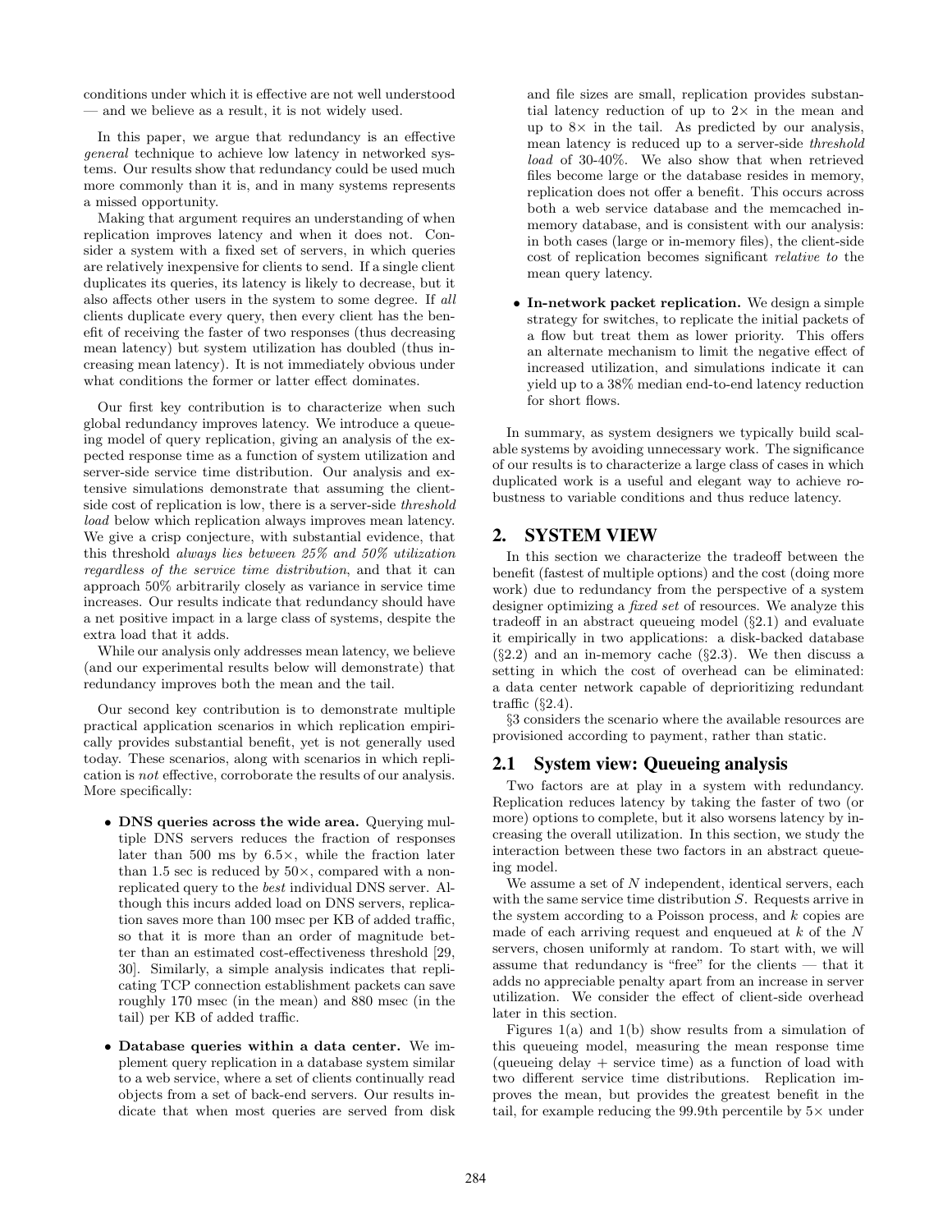conditions under which it is effective are not well understood — and we believe as a result, it is not widely used.

In this paper, we argue that redundancy is an effective *general* technique to achieve low latency in networked systems. Our results show that redundancy could be used much more commonly than it is, and in many systems represents a missed opportunity.

Making that argument requires an understanding of when replication improves latency and when it does not. Consider a system with a fixed set of servers, in which queries are relatively inexpensive for clients to send. If a single client duplicates its queries, its latency is likely to decrease, but it also affects other users in the system to some degree. If *all* clients duplicate every query, then every client has the benefit of receiving the faster of two responses (thus decreasing mean latency) but system utilization has doubled (thus increasing mean latency). It is not immediately obvious under what conditions the former or latter effect dominates.

Our first key contribution is to characterize when such global redundancy improves latency. We introduce a queueing model of query replication, giving an analysis of the expected response time as a function of system utilization and server-side service time distribution. Our analysis and extensive simulations demonstrate that assuming the client-side cost of replication is low, there is a server-side *threshold load* below which replication always improves mean latency. We give a crisp conjecture, with substantial evidence, that this threshold *always lies between 25% and 50% utilization regardless of the service time distribution*, and that it can approach 50% arbitrarily closely as variance in service time increases. Our results indicate that redundancy should have a net positive impact in a large class of systems, despite the extra load that it adds.

While our analysis only addresses mean latency, we believe (and our experimental results below will demonstrate) that redundancy improves both the mean and the tail.

Our second key contribution is to demonstrate multiple practical application scenarios in which replication empirically provides substantial benefit, yet is not generally used today. These scenarios, along with scenarios in which replication is *not* effective, corroborate the results of our analysis. More specifically:

- **DNS queries across the wide area.** Querying multiple DNS servers reduces the fraction of responses later than 500 ms by 6.5×, while the fraction later than 1.5 sec is reduced by 50×, compared with a non-replicated query to the *best* individual DNS server. Although this incurs added load on DNS servers, replication saves more than 100 msec per KB of added traffic, so that it is more than an order of magnitude better than an estimated cost-effectiveness threshold [29, 30]. Similarly, a simple analysis indicates that replicating TCP connection establishment packets can save roughly 170 msec (in the mean) and 880 msec (in the tail) per KB of added traffic.
- **Database queries within a data center.** We implement query replication in a database system similar to a web service, where a set of clients continually read objects from a set of back-end servers. Our results indicate that when most queries are served from disk and file sizes are small, replication provides substantial latency reduction of up to 2× in the mean and up to 8× in the tail. As predicted by our analysis, mean latency is reduced up to a server-side *threshold load* of 30-40%. We also show that when retrieved files become large or the database resides in memory, replication does not offer a benefit. This occurs across both a web service database and the memcached in-memory database, and is consistent with our analysis: in both cases (large or in-memory files), the client-side cost of replication becomes significant *relative to* the mean query latency.
- **In-network packet replication.** We design a simple strategy for switches, to replicate the initial packets of a flow but treat them as lower priority. This offers an alternate mechanism to limit the negative effect of increased utilization, and simulations indicate it can yield up to a 38% median end-to-end latency reduction for short flows.

In summary, as system designers we typically build scalable systems by avoiding unnecessary work. The significance of our results is to characterize a large class of cases in which duplicated work is a useful and elegant way to achieve robustness to variable conditions and thus reduce latency.

## 2. SYSTEM VIEW

In this section we characterize the tradeoff between the benefit (fastest of multiple options) and the cost (doing more work) due to redundancy from the perspective of a system designer optimizing a *fixed set* of resources. We analyze this tradeoff in an abstract queueing model (§2.1) and evaluate it empirically in two applications: a disk-backed database (§2.2) and an in-memory cache (§2.3). We then discuss a setting in which the cost of overhead can be eliminated: a data center network capable of deprioritizing redundant traffic (§2.4).

§3 considers the scenario where the available resources are provisioned according to payment, rather than static.

### 2.1 System view: Queueing analysis

Two factors are at play in a system with redundancy. Replication reduces latency by taking the faster of two (or more) options to complete, but it also worsens latency by increasing the overall utilization. In this section, we study the interaction between these two factors in an abstract queueing model.

We assume a set of $N$ independent, identical servers, each with the same service time distribution $S$. Requests arrive in the system according to a Poisson process, and $k$ copies are made of each arriving request and enqueued at $k$ of the $N$ servers, chosen uniformly at random. To start with, we will assume that redundancy is "free" for the clients — that it adds no appreciable penalty apart from an increase in server utilization. We consider the effect of client-side overhead later in this section.

Figures 1(a) and 1(b) show results from a simulation of this queueing model, measuring the mean response time (queueing delay + service time) as a function of load with two different service time distributions. Replication improves the mean, but provides the greatest benefit in the tail, for example reducing the 99.9th percentile by 5× under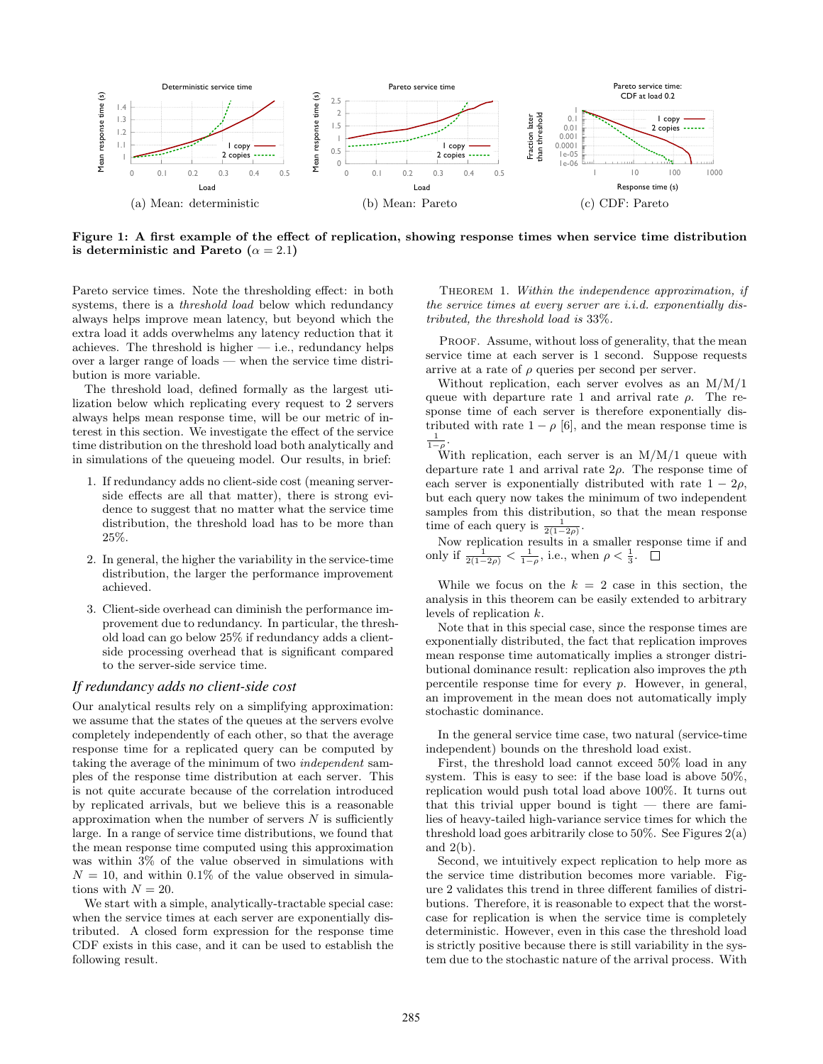(a) Mean: deterministic (b) Mean: Pareto (c) CDF: Pareto

**Figure 1: A first example of the effect of replication, showing response times when service time distribution is deterministic and Pareto ($\alpha = 2.1$)**

Pareto service times. Note the thresholding effect: in both systems, there is a *threshold load* below which redundancy always helps improve mean latency, but beyond which the extra load it adds overwhelms any latency reduction that it achieves. The threshold is higher — i.e., redundancy helps over a larger range of loads — when the service time distribution is more variable.

The threshold load, defined formally as the largest utilization below which replicating every request to 2 servers always helps mean response time, will be our metric of interest in this section. We investigate the effect of the service time distribution on the threshold load both analytically and in simulations of the queueing model. Our results, in brief:

1. If redundancy adds no client-side cost (meaning server-side effects are all that matter), there is strong evidence to suggest that no matter what the service time distribution, the threshold load has to be more than 25%.
2. In general, the higher the variability in the service-time distribution, the larger the performance improvement achieved.
3. Client-side overhead can diminish the performance improvement due to redundancy. In particular, the threshold load can go below 25% if redundancy adds a client-side processing overhead that is significant compared to the server-side service time.

### *If redundancy adds no client-side cost*

Our analytical results rely on a simplifying approximation: we assume that the states of the queues at the servers evolve completely independently of each other, so that the average response time for a replicated query can be computed by taking the average of the minimum of two *independent* samples of the response time distribution at each server. This is not quite accurate because of the correlation introduced by replicated arrivals, but we believe this is a reasonable approximation when the number of servers $N$ is sufficiently large. In a range of service time distributions, we found that the mean response time computed using this approximation was within 3% of the value observed in simulations with $N = 10$, and within 0.1% of the value observed in simulations with $N = 20$.

We start with a simple, analytically-tractable special case: when the service times at each server are exponentially distributed. A closed form expression for the response time CDF exists in this case, and it can be used to establish the following result.

THEOREM 1. *Within the independence approximation, if the service times at every server are i.i.d. exponentially distributed, the threshold load is* 33%.

PROOF. Assume, without loss of generality, that the mean service time at each server is 1 second. Suppose requests arrive at a rate of $\rho$ queries per second per server.

Without replication, each server evolves as an M/M/1 queue with departure rate 1 and arrival rate $\rho$. The response time of each server is therefore exponentially distributed with rate $1 - \rho$ [6], and the mean response time is $\frac{1}{1-\rho}$.

With replication, each server is an M/M/1 queue with departure rate 1 and arrival rate $2\rho$. The response time of each server is exponentially distributed with rate $1 - 2\rho$, but each query now takes the minimum of two independent samples from this distribution, so that the mean response time of each query is $\frac{1}{2(1-2\rho)}$.

Now replication results in a smaller response time if and only if $\frac{1}{2(1-2\rho)} < \frac{1}{1-\rho}$, i.e., when $\rho < \frac{1}{3}$. □

While we focus on the $k = 2$ case in this section, the analysis in this theorem can be easily extended to arbitrary levels of replication $k$.

Note that in this special case, since the response times are exponentially distributed, the fact that replication improves mean response time automatically implies a stronger distributional dominance result: replication also improves the $p$th percentile response time for every $p$. However, in general, an improvement in the mean does not automatically imply stochastic dominance.

In the general service time case, two natural (service-time independent) bounds on the threshold load exist.

First, the threshold load cannot exceed 50% load in any system. This is easy to see: if the base load is above 50%, replication would push total load above 100%. It turns out that this trivial upper bound is tight — there are families of heavy-tailed high-variance service times for which the threshold load goes arbitrarily close to 50%. See Figures 2(a) and 2(b).

Second, we intuitively expect replication to help more as the service time distribution becomes more variable. Figure 2 validates this trend in three different families of distributions. Therefore, it is reasonable to expect that the worst-case for replication is when the service time is completely deterministic. However, even in this case the threshold load is strictly positive because there is still variability in the system due to the stochastic nature of the arrival process. With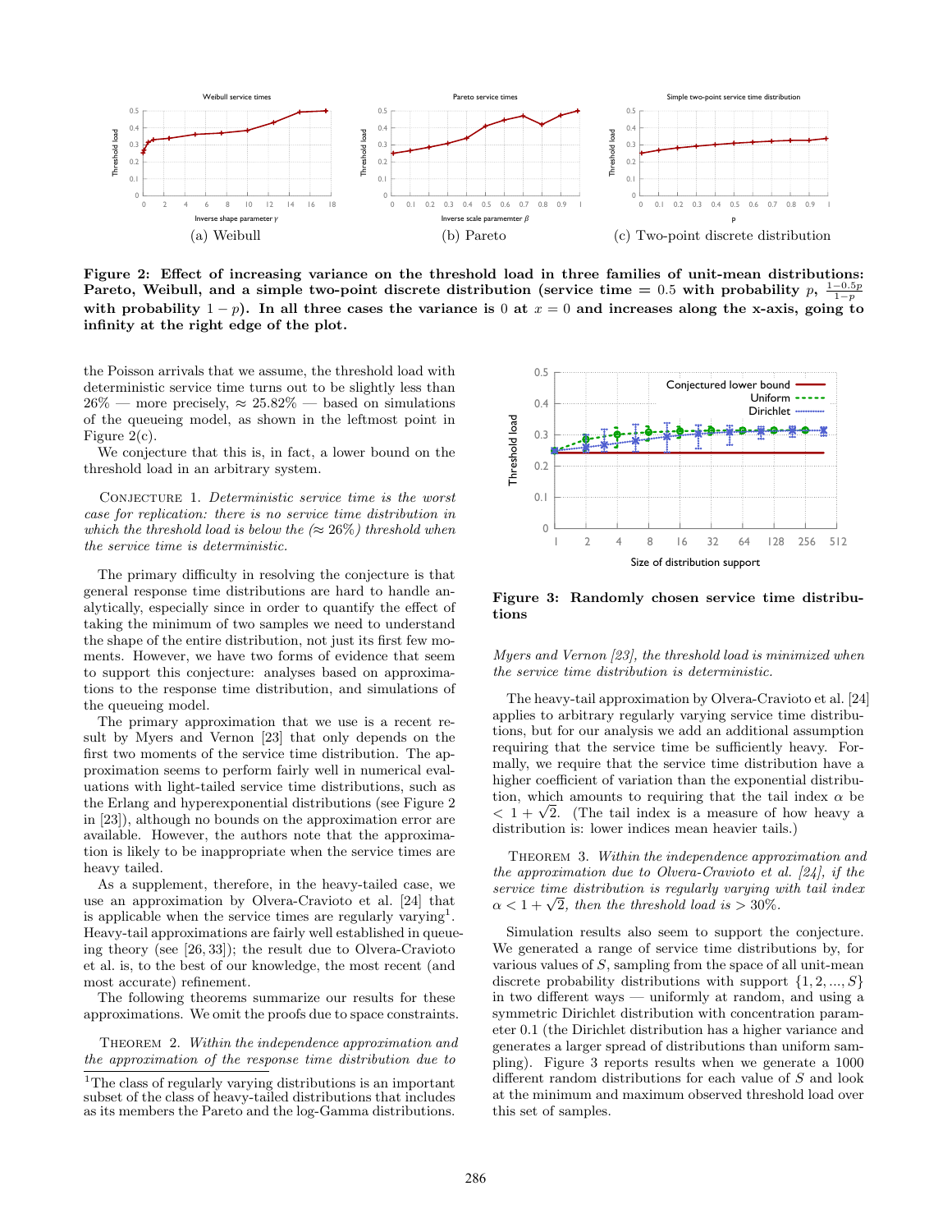(a) Weibull

(b) Pareto

(c) Two-point discrete distribution

**Figure 2: Effect of increasing variance on the threshold load in three families of unit-mean distributions: Pareto, Weibull, and a simple two-point discrete distribution (service time = 0.5 with probability $p$, $\frac{1-0.5p}{1-p}$ with probability $1-p$). In all three cases the variance is 0 at $x = 0$ and increases along the x-axis, going to infinity at the right edge of the plot.**

the Poisson arrivals that we assume, the threshold load with deterministic service time turns out to be slightly less than 26% — more precisely, $\approx$ 25.82% — based on simulations of the queueing model, as shown in the leftmost point in Figure 2(c).

We conjecture that this is, in fact, a lower bound on the threshold load in an arbitrary system.

Conjecture 1. *Deterministic service time is the worst case for replication: there is no service time distribution in which the threshold load is below the ($\approx$ 26%) threshold when the service time is deterministic.*

The primary difficulty in resolving the conjecture is that general response time distributions are hard to handle analytically, especially since in order to quantify the effect of taking the minimum of two samples we need to understand the shape of the entire distribution, not just its first few moments. However, we have two forms of evidence that seem to support this conjecture: analyses based on approximations to the response time distribution, and simulations of the queueing model.

The primary approximation that we use is a recent result by Myers and Vernon [23] that only depends on the first two moments of the service time distribution. The approximation seems to perform fairly well in numerical evaluations with light-tailed service time distributions, such as the Erlang and hyperexponential distributions (see Figure 2 in [23]), although no bounds on the approximation error are available. However, the authors note that the approximation is likely to be inappropriate when the service times are heavy tailed.

As a supplement, therefore, in the heavy-tailed case, we use an approximation by Olvera-Cravioto et al. [24] that is applicable when the service times are regularly varying[1]. Heavy-tail approximations are fairly well established in queueing theory (see [26, 33]); the result due to Olvera-Cravioto et al. is, to the best of our knowledge, the most recent (and most accurate) refinement.

The following theorems summarize our results for these approximations. We omit the proofs due to space constraints.

Theorem 2. *Within the independence approximation and the approximation of the response time distribution due to Myers and Vernon [23], the threshold load is minimized when the service time distribution is deterministic.*

[1]The class of regularly varying distributions is an important subset of the class of heavy-tailed distributions that includes as its members the Pareto and the log-Gamma distributions.

**Figure 3: Randomly chosen service time distributions**

The heavy-tail approximation by Olvera-Cravioto et al. [24] applies to arbitrary regularly varying service time distributions, but for our analysis we add an additional assumption requiring that the service time be sufficiently heavy. Formally, we require that the service time distribution have a higher coefficient of variation than the exponential distribution, which amounts to requiring that the tail index $\alpha$ be $< 1 + \sqrt{2}$. (The tail index is a measure of how heavy a distribution is: lower indices mean heavier tails.)

Theorem 3. *Within the independence approximation and the approximation due to Olvera-Cravioto et al. [24], if the service time distribution is regularly varying with tail index $\alpha < 1 + \sqrt{2}$, then the threshold load is > 30%.*

Simulation results also seem to support the conjecture. We generated a range of service time distributions by, for various values of $S$, sampling from the space of all unit-mean discrete probability distributions with support $\{1, 2, ..., S\}$ in two different ways — uniformly at random, and using a symmetric Dirichlet distribution with concentration parameter 0.1 (the Dirichlet distribution has a higher variance and generates a larger spread of distributions than uniform sampling). Figure 3 reports results when we generate a 1000 different random distributions for each value of $S$ and look at the minimum and maximum observed threshold load over this set of samples.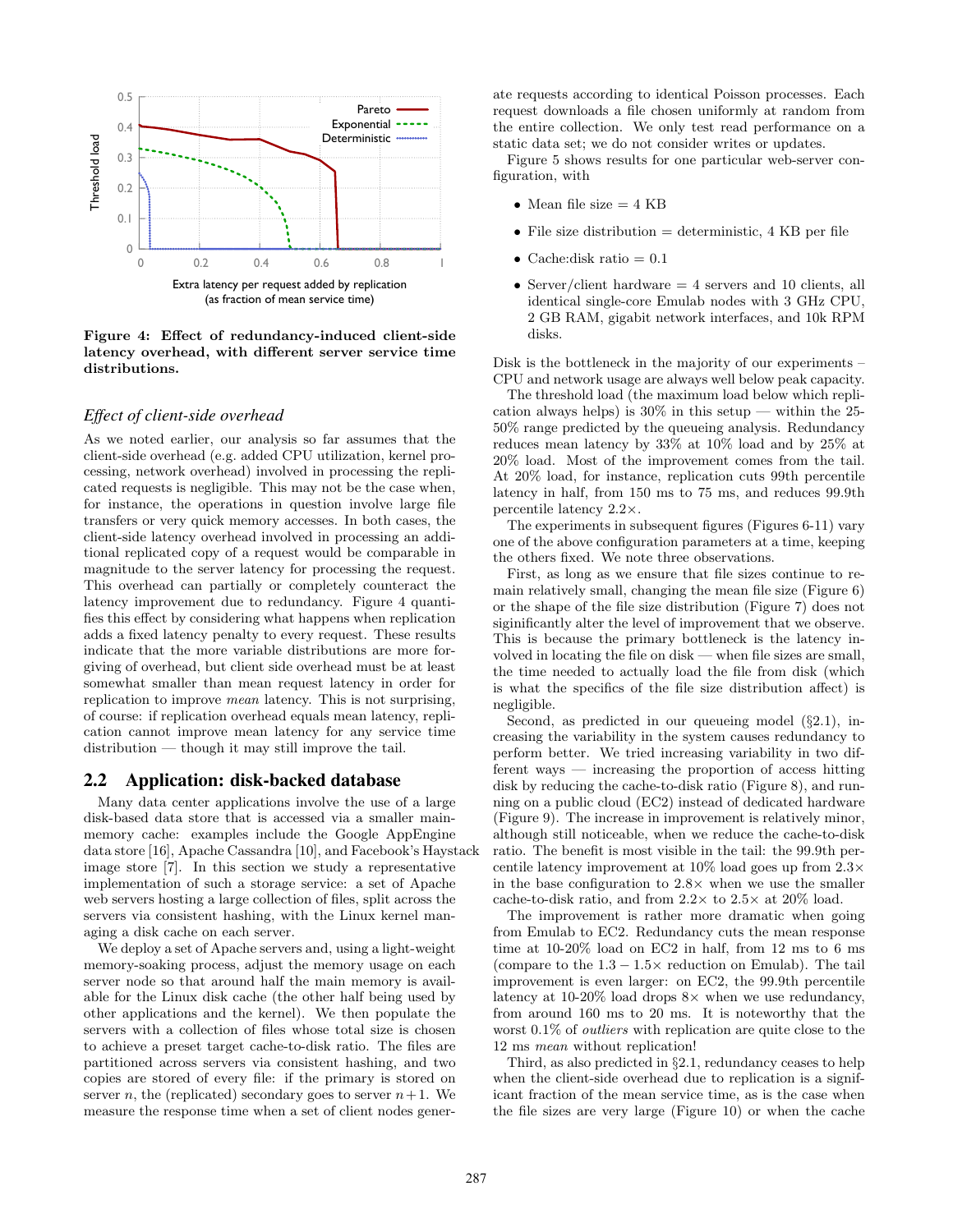**Figure 4: Effect of redundancy-induced client-side latency overhead, with different server service time distributions.**

### *Effect of client-side overhead*

As we noted earlier, our analysis so far assumes that the client-side overhead (e.g. added CPU utilization, kernel processing, network overhead) involved in processing the replicated requests is negligible. This may not be the case when, for instance, the operations in question involve large file transfers or very quick memory accesses. In both cases, the client-side latency overhead involved in processing an additional replicated copy of a request would be comparable in magnitude to the server latency for processing the request. This overhead can partially or completely counteract the latency improvement due to redundancy. Figure 4 quantifies this effect by considering what happens when replication adds a fixed latency penalty to every request. These results indicate that the more variable distributions are more forgiving of overhead, but client side overhead must be at least somewhat smaller than mean request latency in order for replication to improve *mean* latency. This is not surprising, of course: if replication overhead equals mean latency, replication cannot improve mean latency for any service time distribution — though it may still improve the tail.

## 2.2 Application: disk-backed database

Many data center applications involve the use of a large disk-based data store that is accessed via a smaller main-memory cache: examples include the Google AppEngine data store [16], Apache Cassandra [10], and Facebook's Haystack image store [7]. In this section we study a representative implementation of such a storage service: a set of Apache web servers hosting a large collection of files, split across the servers via consistent hashing, with the Linux kernel managing a disk cache on each server.

We deploy a set of Apache servers and, using a light-weight memory-soaking process, adjust the memory usage on each server node so that around half the main memory is available for the Linux disk cache (the other half being used by other applications and the kernel). We then populate the servers with a collection of files whose total size is chosen to achieve a preset target cache-to-disk ratio. The files are partitioned across servers via consistent hashing, and two copies are stored of every file: if the primary is stored on server $n$, the (replicated) secondary goes to server $n+1$. We measure the response time when a set of client nodes generate requests according to identical Poisson processes. Each request downloads a file chosen uniformly at random from the entire collection. We only test read performance on a static data set; we do not consider writes or updates.

Figure 5 shows results for one particular web-server configuration, with

- Mean file size = 4 KB
- File size distribution = deterministic, 4 KB per file
- Cache:disk ratio = 0.1
- Server/client hardware = 4 servers and 10 clients, all identical single-core Emulab nodes with 3 GHz CPU, 2 GB RAM, gigabit network interfaces, and 10k RPM disks.

Disk is the bottleneck in the majority of our experiments – CPU and network usage are always well below peak capacity.

The threshold load (the maximum load below which replication always helps) is 30% in this setup — within the 25-50% range predicted by the queueing analysis. Redundancy reduces mean latency by 33% at 10% load and by 25% at 20% load. Most of the improvement comes from the tail. At 20% load, for instance, replication cuts 99th percentile latency in half, from 150 ms to 75 ms, and reduces 99.9th percentile latency 2.2×.

The experiments in subsequent figures (Figures 6-11) vary one of the above configuration parameters at a time, keeping the others fixed. We note three observations.

First, as long as we ensure that file sizes continue to remain relatively small, changing the mean file size (Figure 6) or the shape of the file size distribution (Figure 7) does not siginificantly alter the level of improvement that we observe. This is because the primary bottleneck is the latency involved in locating the file on disk — when file sizes are small, the time needed to actually load the file from disk (which is what the specifics of the file size distribution affect) is negligible.

Second, as predicted in our queueing model (§2.1), increasing the variability in the system causes redundancy to perform better. We tried increasing variability in two different ways — increasing the proportion of access hitting disk by reducing the cache-to-disk ratio (Figure 8), and running on a public cloud (EC2) instead of dedicated hardware (Figure 9). The increase in improvement is relatively minor, although still noticeable, when we reduce the cache-to-disk ratio. The benefit is most visible in the tail: the 99.9th percentile latency improvement at 10% load goes up from 2.3× in the base configuration to 2.8× when we use the smaller cache-to-disk ratio, and from 2.2× to 2.5× at 20% load.

The improvement is rather more dramatic when going from Emulab to EC2. Redundancy cuts the mean response time at 10-20% load on EC2 in half, from 12 ms to 6 ms (compare to the $1.3-1.5\times$ reduction on Emulab). The tail improvement is even larger: on EC2, the 99.9th percentile latency at 10-20% load drops 8× when we use redundancy, from around 160 ms to 20 ms. It is noteworthy that the worst 0.1% of *outliers* with replication are quite close to the 12 ms *mean* without replication!

Third, as also predicted in §2.1, redundancy ceases to help when the client-side overhead due to replication is a significant fraction of the mean service time, as is the case when the file sizes are very large (Figure 10) or when the cache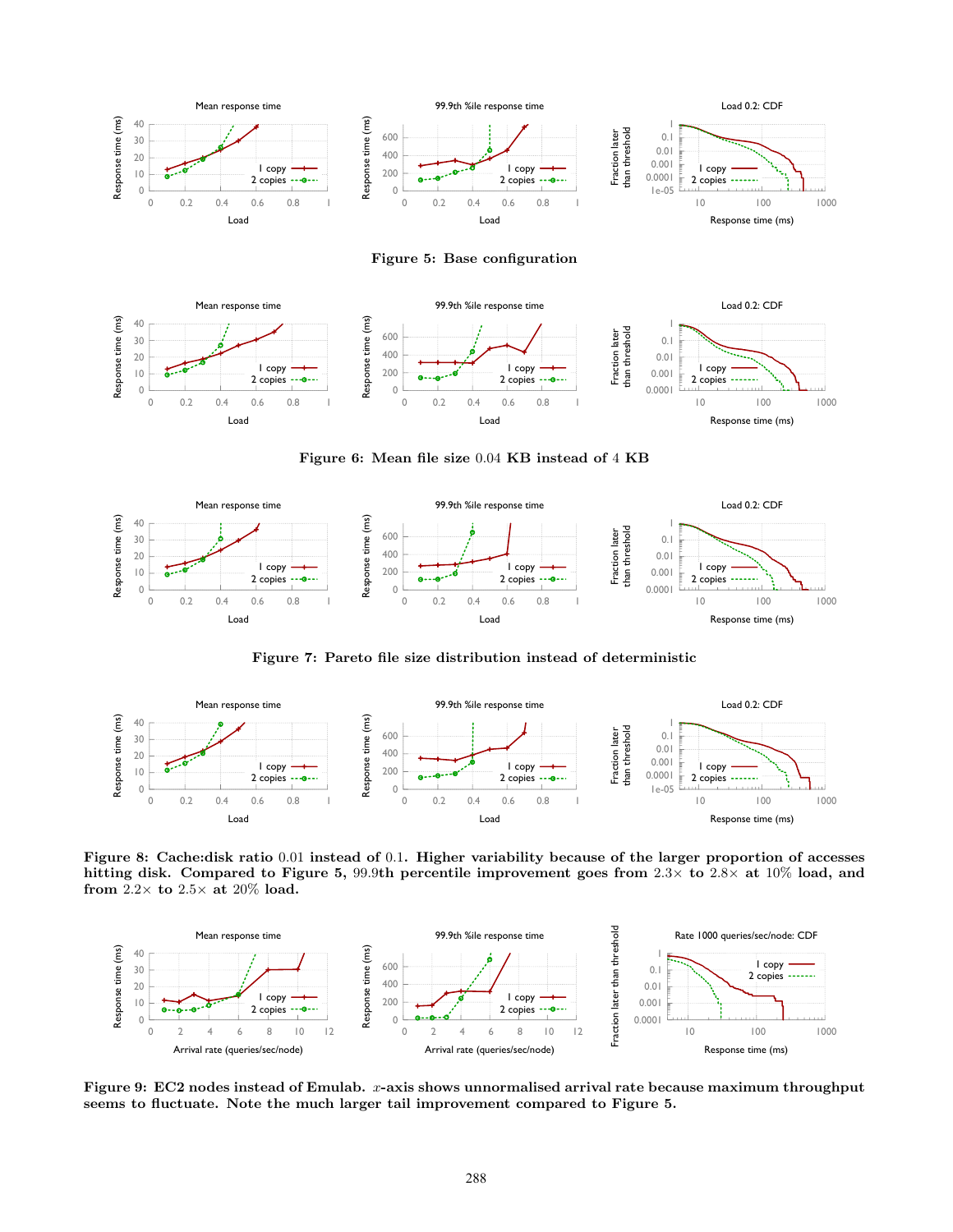Figure 5: Base configuration

Figure 6: Mean file size 0.04 KB instead of 4 KB

Figure 7: Pareto file size distribution instead of deterministic

**Figure 8: Cache:disk ratio 0.01 instead of 0.1. Higher variability because of the larger proportion of accesses hitting disk. Compared to Figure 5, 99.9th percentile improvement goes from 2.3× to 2.8× at 10% load, and from 2.2× to 2.5× at 20% load.**

**Figure 9: EC2 nodes instead of Emulab. $x$-axis shows unnormalised arrival rate because maximum throughput seems to fluctuate. Note the much larger tail improvement compared to Figure 5.**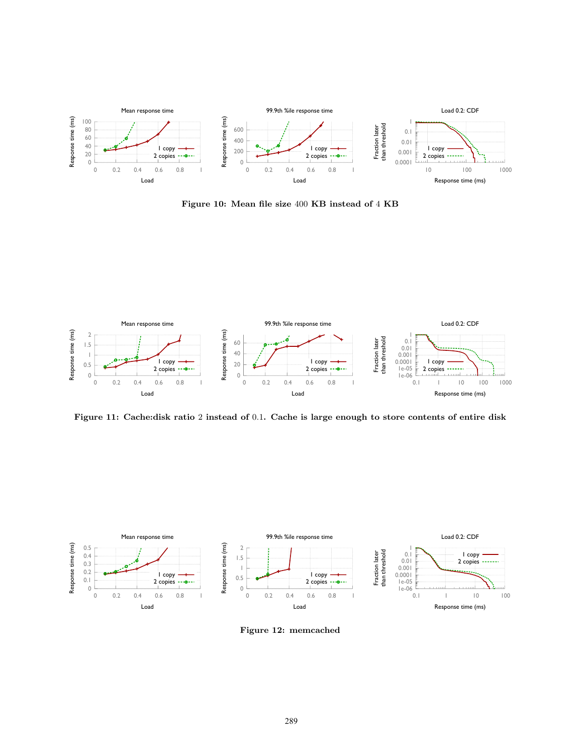Figure 10: Mean file size 400 KB instead of 4 KB

Figure 11: Cache:disk ratio 2 instead of 0.1. Cache is large enough to store contents of entire disk

Figure 12: memcached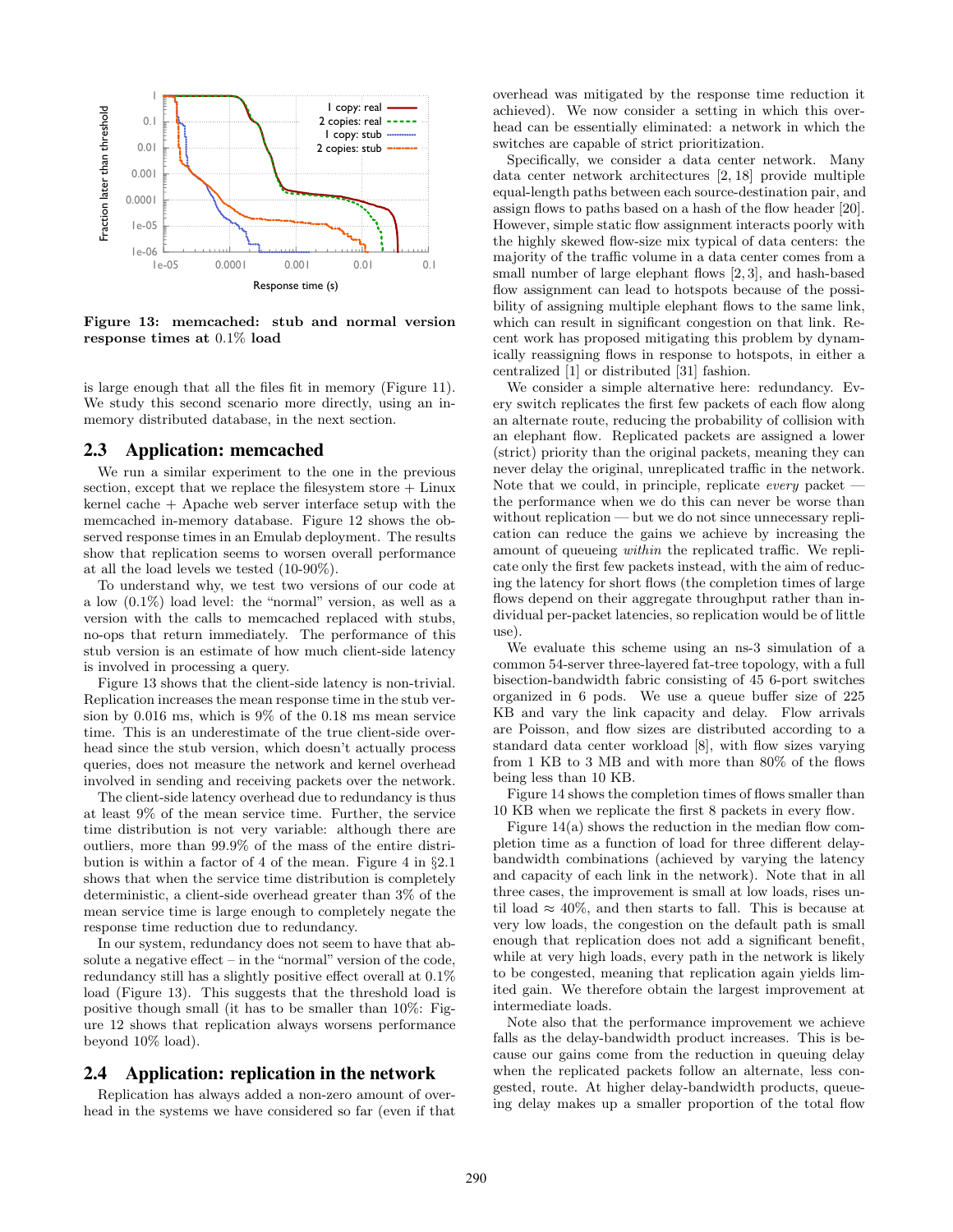Figure 13: memcached: stub and normal version response times at 0.1% load

is large enough that all the files fit in memory (Figure 11). We study this second scenario more directly, using an in-memory distributed database, in the next section.

## 2.3 Application: memcached

We run a similar experiment to the one in the previous section, except that we replace the filesystem store + Linux kernel cache + Apache web server interface setup with the memcached in-memory database. Figure 12 shows the observed response times in an Emulab deployment. The results show that replication seems to worsen overall performance at all the load levels we tested (10-90%).

To understand why, we test two versions of our code at a low (0.1%) load level: the "normal" version, as well as a version with the calls to memcached replaced with stubs, no-ops that return immediately. The performance of this stub version is an estimate of how much client-side latency is involved in processing a query.

Figure 13 shows that the client-side latency is non-trivial. Replication increases the mean response time in the stub version by 0.016 ms, which is 9% of the 0.18 ms mean service time. This is an underestimate of the true client-side overhead since the stub version, which doesn't actually process queries, does not measure the network and kernel overhead involved in sending and receiving packets over the network.

The client-side latency overhead due to redundancy is thus at least 9% of the mean service time. Further, the service time distribution is not very variable: although there are outliers, more than 99.9% of the mass of the entire distribution is within a factor of 4 of the mean. Figure 4 in §2.1 shows that when the service time distribution is completely deterministic, a client-side overhead greater than 3% of the mean service time is large enough to completely negate the response time reduction due to redundancy.

In our system, redundancy does not seem to have that absolute a negative effect – in the "normal" version of the code, redundancy still has a slightly positive effect overall at 0.1% load (Figure 13). This suggests that the threshold load is positive though small (it has to be smaller than 10%: Figure 12 shows that replication always worsens performance beyond 10% load).

## 2.4 Application: replication in the network

Replication has always added a non-zero amount of overhead in the systems we have considered so far (even if that overhead was mitigated by the response time reduction it achieved). We now consider a setting in which this overhead can be essentially eliminated: a network in which the switches are capable of strict prioritization.

Specifically, we consider a data center network. Many data center network architectures [2, 18] provide multiple equal-length paths between each source-destination pair, and assign flows to paths based on a hash of the flow header [20]. However, simple static flow assignment interacts poorly with the highly skewed flow-size mix typical of data centers: the majority of the traffic volume in a data center comes from a small number of large elephant flows [2, 3], and hash-based flow assignment can lead to hotspots because of the possibility of assigning multiple elephant flows to the same link, which can result in significant congestion on that link. Recent work has proposed mitigating this problem by dynamically reassigning flows in response to hotspots, in either a centralized [1] or distributed [31] fashion.

We consider a simple alternative here: redundancy. Every switch replicates the first few packets of each flow along an alternate route, reducing the probability of collision with an elephant flow. Replicated packets are assigned a lower (strict) priority than the original packets, meaning they can never delay the original, unreplicated traffic in the network. Note that we could, in principle, replicate *every* packet — the performance when we do this can never be worse than without replication — but we do not since unnecessary replication can reduce the gains we achieve by increasing the amount of queueing *within* the replicated traffic. We replicate only the first few packets instead, with the aim of reducing the latency for short flows (the completion times of large flows depend on their aggregate throughput rather than individual per-packet latencies, so replication would be of little use).

We evaluate this scheme using an ns-3 simulation of a common 54-server three-layered fat-tree topology, with a full bisection-bandwidth fabric consisting of 45 6-port switches organized in 6 pods. We use a queue buffer size of 225 KB and vary the link capacity and delay. Flow arrivals are Poisson, and flow sizes are distributed according to a standard data center workload [8], with flow sizes varying from 1 KB to 3 MB and with more than 80% of the flows being less than 10 KB.

Figure 14 shows the completion times of flows smaller than 10 KB when we replicate the first 8 packets in every flow.

Figure 14(a) shows the reduction in the median flow completion time as a function of load for three different delay-bandwidth combinations (achieved by varying the latency and capacity of each link in the network). Note that in all three cases, the improvement is small at low loads, rises until load ≈ 40%, and then starts to fall. This is because at very low loads, the congestion on the default path is small enough that replication does not add a significant benefit, while at very high loads, every path in the network is likely to be congested, meaning that replication again yields limited gain. We therefore obtain the largest improvement at intermediate loads.

Note also that the performance improvement we achieve falls as the delay-bandwidth product increases. This is because our gains come from the reduction in queuing delay when the replicated packets follow an alternate, less congested, route. At higher delay-bandwidth products, queueing delay makes up a smaller proportion of the total flow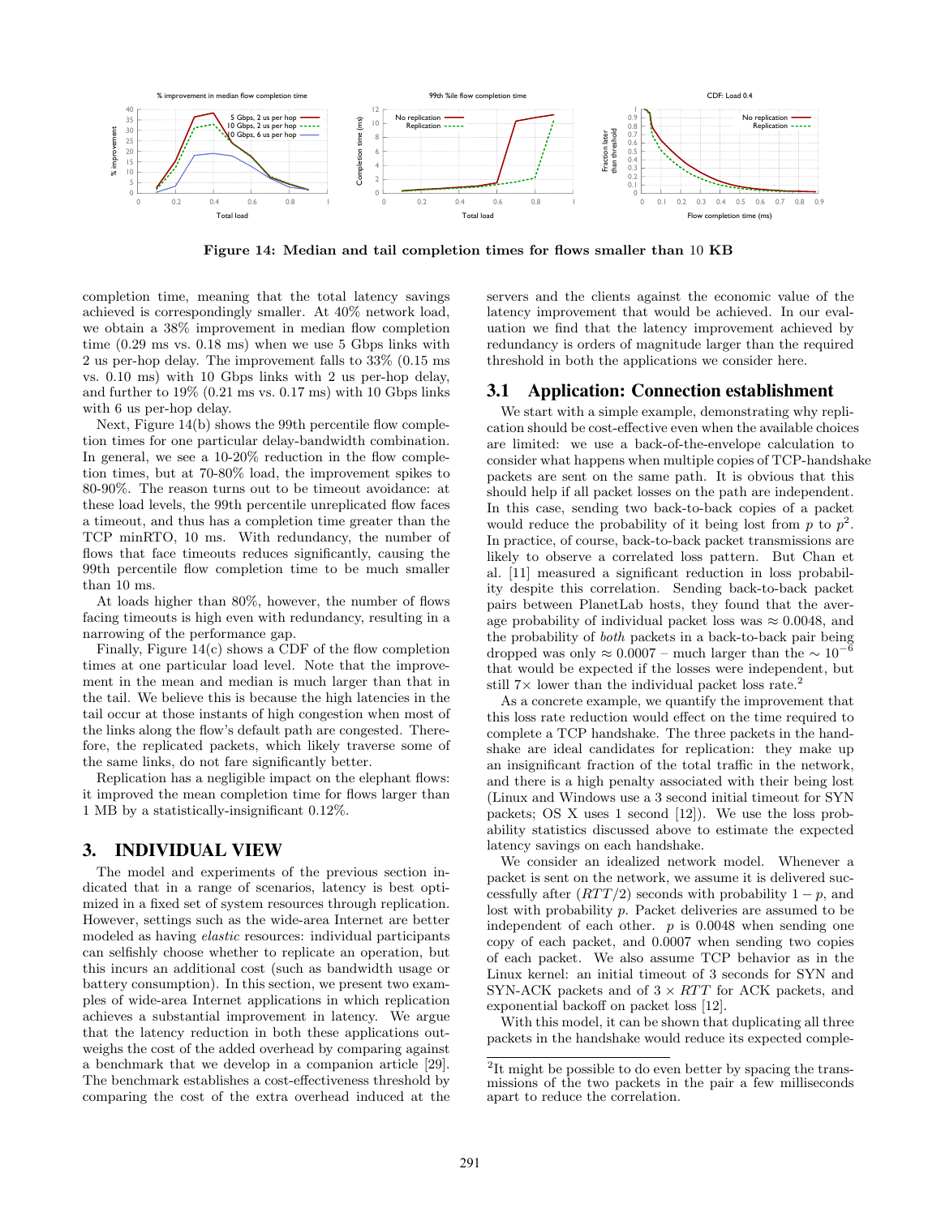% improvement in median flow completion time

% improvement

0 5 10 15 20 25 30 35 40

5 Gbps, 2 us per hop
10 Gbps, 2 us per hop
10 Gbps, 6 us per hop

Total load

0 0.2 0.4 0.6 0.8 1

99th %ile flow completion time

Completion time (ms)

0 2 4 6 8 10 12

No replication
Replication

Total load

0 0.2 0.4 0.6 0.8 1

CDF: Load 0.4

Fraction later than threshold

0 0.1 0.2 0.3 0.4 0.5 0.6 0.7 0.8 0.9 1

No replication
Replication

Flow completion time (ms)

0 0.1 0.2 0.3 0.4 0.5 0.6 0.7 0.8 0.9

**Figure 14: Median and tail completion times for flows smaller than 10 KB**

completion time, meaning that the total latency savings achieved is correspondingly smaller. At 40% network load, we obtain a 38% improvement in median flow completion time (0.29 ms vs. 0.18 ms) when we use 5 Gbps links with 2 us per-hop delay. The improvement falls to 33% (0.15 ms vs. 0.10 ms) with 10 Gbps links with 2 us per-hop delay, and further to 19% (0.21 ms vs. 0.17 ms) with 10 Gbps links with 6 us per-hop delay.

Next, Figure 14(b) shows the 99th percentile flow completion times for one particular delay-bandwidth combination. In general, we see a 10-20% reduction in the flow completion times, but at 70-80% load, the improvement spikes to 80-90%. The reason turns out to be timeout avoidance: at these load levels, the 99th percentile unreplicated flow faces a timeout, and thus has a completion time greater than the TCP minRTO, 10 ms. With redundancy, the number of flows that face timeouts reduces significantly, causing the 99th percentile flow completion time to be much smaller than 10 ms.

At loads higher than 80%, however, the number of flows facing timeouts is high even with redundancy, resulting in a narrowing of the performance gap.

Finally, Figure 14(c) shows a CDF of the flow completion times at one particular load level. Note that the improvement in the mean and median is much larger than that in the tail. We believe this is because the high latencies in the tail occur at those instants of high congestion when most of the links along the flow's default path are congested. Therefore, the replicated packets, which likely traverse some of the same links, do not fare significantly better.

Replication has a negligible impact on the elephant flows: it improved the mean completion time for flows larger than 1 MB by a statistically-insignificant 0.12%.

## 3. INDIVIDUAL VIEW

The model and experiments of the previous section indicated that in a range of scenarios, latency is best optimized in a fixed set of system resources through replication. However, settings such as the wide-area Internet are better modeled as having *elastic* resources: individual participants can selfishly choose whether to replicate an operation, but this incurs an additional cost (such as bandwidth usage or battery consumption). In this section, we present two examples of wide-area Internet applications in which replication achieves a substantial improvement in latency. We argue that the latency reduction in both these applications outweighs the cost of the added overhead by comparing against a benchmark that we develop in a companion article [29]. The benchmark establishes a cost-effectiveness threshold by comparing the cost of the extra overhead induced at the servers and the clients against the economic value of the latency improvement that would be achieved. In our evaluation we find that the latency improvement achieved by redundancy is orders of magnitude larger than the required threshold in both the applications we consider here.

### 3.1 Application: Connection establishment

We start with a simple example, demonstrating why replication should be cost-effective even when the available choices are limited: we use a back-of-the-envelope calculation to consider what happens when multiple copies of TCP-handshake packets are sent on the same path. It is obvious that this should help if all packet losses on the path are independent. In this case, sending two back-to-back copies of a packet would reduce the probability of it being lost from $p$ to $p^2$. In practice, of course, back-to-back packet transmissions are likely to observe a correlated loss pattern. But Chan et al. [11] measured a significant reduction in loss probability despite this correlation. Sending back-to-back packet pairs between PlanetLab hosts, they found that the average probability of individual packet loss was $\approx 0.0048$, and the probability of *both* packets in a back-to-back pair being dropped was only $\approx 0.0007$ – much larger than the $\sim 10^{-6}$ that would be expected if the losses were independent, but still 7× lower than the individual packet loss rate.[2]

As a concrete example, we quantify the improvement that this loss rate reduction would effect on the time required to complete a TCP handshake. The three packets in the handshake are ideal candidates for replication: they make up an insignificant fraction of the total traffic in the network, and there is a high penalty associated with their being lost (Linux and Windows use a 3 second initial timeout for SYN packets; OS X uses 1 second [12]). We use the loss probability statistics discussed above to estimate the expected latency savings on each handshake.

We consider an idealized network model. Whenever a packet is sent on the network, we assume it is delivered successfully after $(RTT/2)$ seconds with probability $1 - p$, and lost with probability $p$. Packet deliveries are assumed to be independent of each other. $p$ is 0.0048 when sending one copy of each packet, and 0.0007 when sending two copies of each packet. We also assume TCP behavior as in the Linux kernel: an initial timeout of 3 seconds for SYN and SYN-ACK packets and of $3 \times RTT$ for ACK packets, and exponential backoff on packet loss [12].

With this model, it can be shown that duplicating all three packets in the handshake would reduce its expected comple-

[2]It might be possible to do even better by spacing the transmissions of the two packets in the pair a few milliseconds apart to reduce the correlation.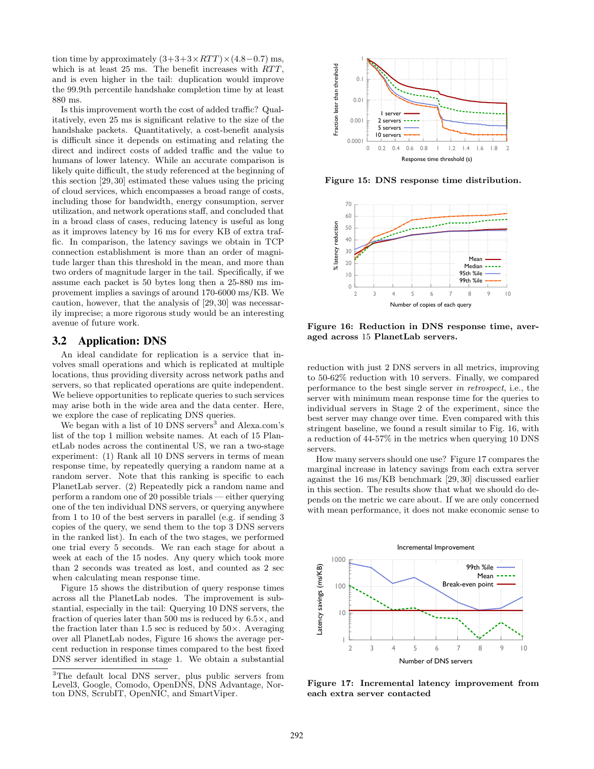tion time by approximately $(3+3+3\times RTT)\times(4.8-0.7)$ ms, which is at least 25 ms. The benefit increases with $RTT$, and is even higher in the tail: duplication would improve the 99.9th percentile handshake completion time by at least 880 ms.

Is this improvement worth the cost of added traffic? Qualitatively, even 25 ms is significant relative to the size of the handshake packets. Quantitatively, a cost-benefit analysis is difficult since it depends on estimating and relating the direct and indirect costs of added traffic and the value to humans of lower latency. While an accurate comparison is likely quite difficult, the study referenced at the beginning of this section [29, 30] estimated these values using the pricing of cloud services, which encompasses a broad range of costs, including those for bandwidth, energy consumption, server utilization, and network operations staff, and concluded that in a broad class of cases, reducing latency is useful as long as it improves latency by 16 ms for every KB of extra traffic. In comparison, the latency savings we obtain in TCP connection establishment is more than an order of magnitude larger than this threshold in the mean, and more than two orders of magnitude larger in the tail. Specifically, if we assume each packet is 50 bytes long then a 25-880 ms improvement implies a savings of around 170-6000 ms/KB. We caution, however, that the analysis of [29, 30] was necessarily imprecise; a more rigorous study would be an interesting avenue of future work.

## 3.2 Application: DNS

An ideal candidate for replication is a service that involves small operations and which is replicated at multiple locations, thus providing diversity across network paths and servers, so that replicated operations are quite independent. We believe opportunities to replicate queries to such services may arise both in the wide area and in the data center. Here, we explore the case of replicating DNS queries.

We began with a list of 10 DNS servers[3] and Alexa.com's list of the top 1 million website names. At each of 15 PlanetLab nodes across the continental US, we ran a two-stage experiment: (1) Rank all 10 DNS servers in terms of mean response time, by repeatedly querying a random name at a random server. Note that this ranking is specific to each PlanetLab server. (2) Repeatedly pick a random name and perform a random one of 20 possible trials — either querying one of the ten individual DNS servers, or querying anywhere from 1 to 10 of the best servers in parallel (e.g. if sending 3 copies of the query, we send them to the top 3 DNS servers in the ranked list). In each of the two stages, we performed one trial every 5 seconds. We ran each stage for about a week at each of the 15 nodes. Any query which took more than 2 seconds was treated as lost, and counted as 2 sec when calculating mean response time.

Figure 15 shows the distribution of query response times across all the PlanetLab nodes. The improvement is substantial, especially in the tail: Querying 10 DNS servers, the fraction of queries later than 500 ms is reduced by 6.5×, and the fraction later than 1.5 sec is reduced by 50×. Averaging over all PlanetLab nodes, Figure 16 shows the average percent reduction in response times compared to the best fixed DNS server identified in stage 1. We obtain a substantial reduction with just 2 DNS servers in all metrics, improving to 50-62% reduction with 10 servers. Finally, we compared performance to the best single server *in retrospect*, i.e., the server with minimum mean response time for the queries to individual servers in Stage 2 of the experiment, since the best server may change over time. Even compared with this stringent baseline, we found a result similar to Fig. 16, with a reduction of 44-57% in the metrics when querying 10 DNS servers.

How many servers should one use? Figure 17 compares the marginal increase in latency savings from each extra server against the 16 ms/KB benchmark [29, 30] discussed earlier in this section. The results show that what we should do depends on the metric we care about. If we are only concerned with mean performance, it does not make economic sense to

**Figure 15: DNS response time distribution.**

**Figure 16: Reduction in DNS response time, averaged across 15 PlanetLab servers.**

**Figure 17: Incremental latency improvement from each extra server contacted**

[3] The default local DNS server, plus public servers from Level3, Google, Comodo, OpenDNS, DNS Advantage, Norton DNS, ScrubIT, OpenNIC, and SmartViper.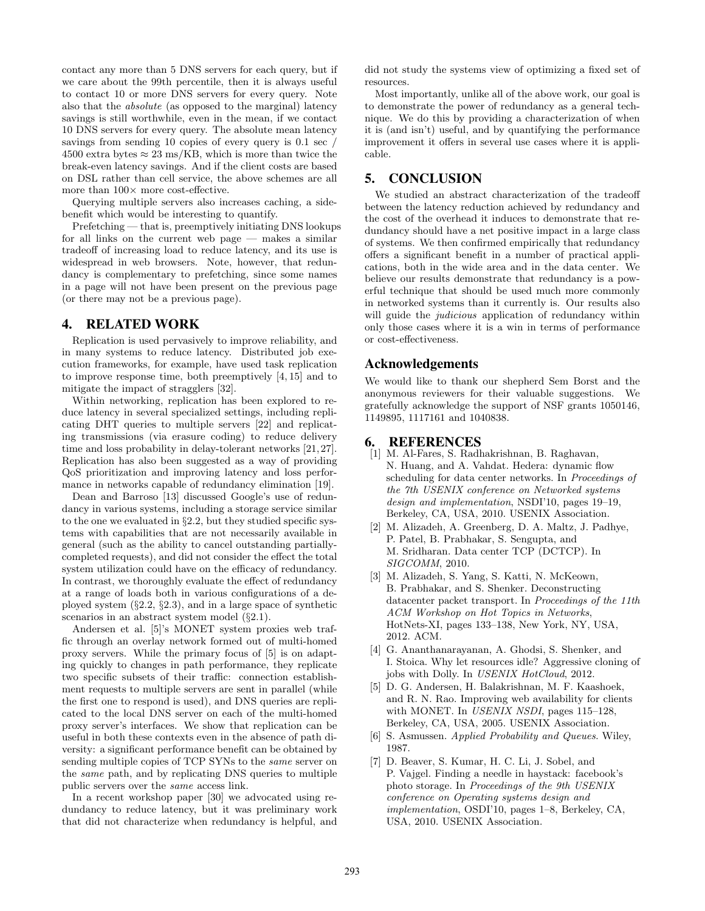contact any more than 5 DNS servers for each query, but if we care about the 99th percentile, then it is always useful to contact 10 or more DNS servers for every query. Note also that the *absolute* (as opposed to the marginal) latency savings is still worthwhile, even in the mean, if we contact 10 DNS servers for every query. The absolute mean latency savings from sending 10 copies of every query is 0.1 sec / 4500 extra bytes $\approx$ 23 ms/KB, which is more than twice the break-even latency savings. And if the client costs are based on DSL rather than cell service, the above schemes are all more than $100\times$ more cost-effective.

Querying multiple servers also increases caching, a side-benefit which would be interesting to quantify.

Prefetching — that is, preemptively initiating DNS lookups for all links on the current web page — makes a similar tradeoff of increasing load to reduce latency, and its use is widespread in web browsers. Note, however, that redundancy is complementary to prefetching, since some names in a page will not have been present on the previous page (or there may not be a previous page).

## 4. RELATED WORK

Replication is used pervasively to improve reliability, and in many systems to reduce latency. Distributed job execution frameworks, for example, have used task replication to improve response time, both preemptively [4, 15] and to mitigate the impact of stragglers [32].

Within networking, replication has been explored to reduce latency in several specialized settings, including replicating DHT queries to multiple servers [22] and replicating transmissions (via erasure coding) to reduce delivery time and loss probability in delay-tolerant networks [21, 27]. Replication has also been suggested as a way of providing QoS prioritization and improving latency and loss performance in networks capable of redundancy elimination [19].

Dean and Barroso [13] discussed Google's use of redundancy in various systems, including a storage service similar to the one we evaluated in §2.2, but they studied specific systems with capabilities that are not necessarily available in general (such as the ability to cancel outstanding partially-completed requests), and did not consider the effect the total system utilization could have on the efficacy of redundancy. In contrast, we thoroughly evaluate the effect of redundancy at a range of loads both in various configurations of a deployed system (§2.2, §2.3), and in a large space of synthetic scenarios in an abstract system model (§2.1).

Andersen et al. [5]'s MONET system proxies web traffic through an overlay network formed out of multi-homed proxy servers. While the primary focus of [5] is on adapting quickly to changes in path performance, they replicate two specific subsets of their traffic: connection establishment requests to multiple servers are sent in parallel (while the first one to respond is used), and DNS queries are replicated to the local DNS server on each of the multi-homed proxy server's interfaces. We show that replication can be useful in both these contexts even in the absence of path diversity: a significant performance benefit can be obtained by sending multiple copies of TCP SYNs to the *same* server on the *same* path, and by replicating DNS queries to multiple public servers over the *same* access link.

In a recent workshop paper [30] we advocated using redundancy to reduce latency, but it was preliminary work that did not characterize when redundancy is helpful, and did not study the systems view of optimizing a fixed set of resources.

Most importantly, unlike all of the above work, our goal is to demonstrate the power of redundancy as a general technique. We do this by providing a characterization of when it is (and isn't) useful, and by quantifying the performance improvement it offers in several use cases where it is applicable.

## 5. CONCLUSION

We studied an abstract characterization of the tradeoff between the latency reduction achieved by redundancy and the cost of the overhead it induces to demonstrate that redundancy should have a net positive impact in a large class of systems. We then confirmed empirically that redundancy offers a significant benefit in a number of practical applications, both in the wide area and in the data center. We believe our results demonstrate that redundancy is a powerful technique that should be used much more commonly in networked systems than it currently is. Our results also will guide the *judicious* application of redundancy within only those cases where it is a win in terms of performance or cost-effectiveness.

## Acknowledgements

We would like to thank our shepherd Sem Borst and the anonymous reviewers for their valuable suggestions. We gratefully acknowledge the support of NSF grants 1050146, 1149895, 1117161 and 1040838.

## 6. REFERENCES

[1] M. Al-Fares, S. Radhakrishnan, B. Raghavan, N. Huang, and A. Vahdat. Hedera: dynamic flow scheduling for data center networks. In *Proceedings of the 7th USENIX conference on Networked systems design and implementation*, NSDI'10, pages 19–19, Berkeley, CA, USA, 2010. USENIX Association.

[2] M. Alizadeh, A. Greenberg, D. A. Maltz, J. Padhye, P. Patel, B. Prabhakar, S. Sengupta, and M. Sridharan. Data center TCP (DCTCP). In *SIGCOMM*, 2010.

[3] M. Alizadeh, S. Yang, S. Katti, N. McKeown, B. Prabhakar, and S. Shenker. Deconstructing datacenter packet transport. In *Proceedings of the 11th ACM Workshop on Hot Topics in Networks*, HotNets-XI, pages 133–138, New York, NY, USA, 2012. ACM.

[4] G. Ananthanarayanan, A. Ghodsi, S. Shenker, and I. Stoica. Why let resources idle? Aggressive cloning of jobs with Dolly. In *USENIX HotCloud*, 2012.

[5] D. G. Andersen, H. Balakrishnan, M. F. Kaashoek, and R. N. Rao. Improving web availability for clients with MONET. In *USENIX NSDI*, pages 115–128, Berkeley, CA, USA, 2005. USENIX Association.

[6] S. Asmussen. *Applied Probability and Queues*. Wiley, 1987.

[7] D. Beaver, S. Kumar, H. C. Li, J. Sobel, and P. Vajgel. Finding a needle in haystack: facebook's photo storage. In *Proceedings of the 9th USENIX conference on Operating systems design and implementation*, OSDI'10, pages 1–8, Berkeley, CA, USA, 2010. USENIX Association.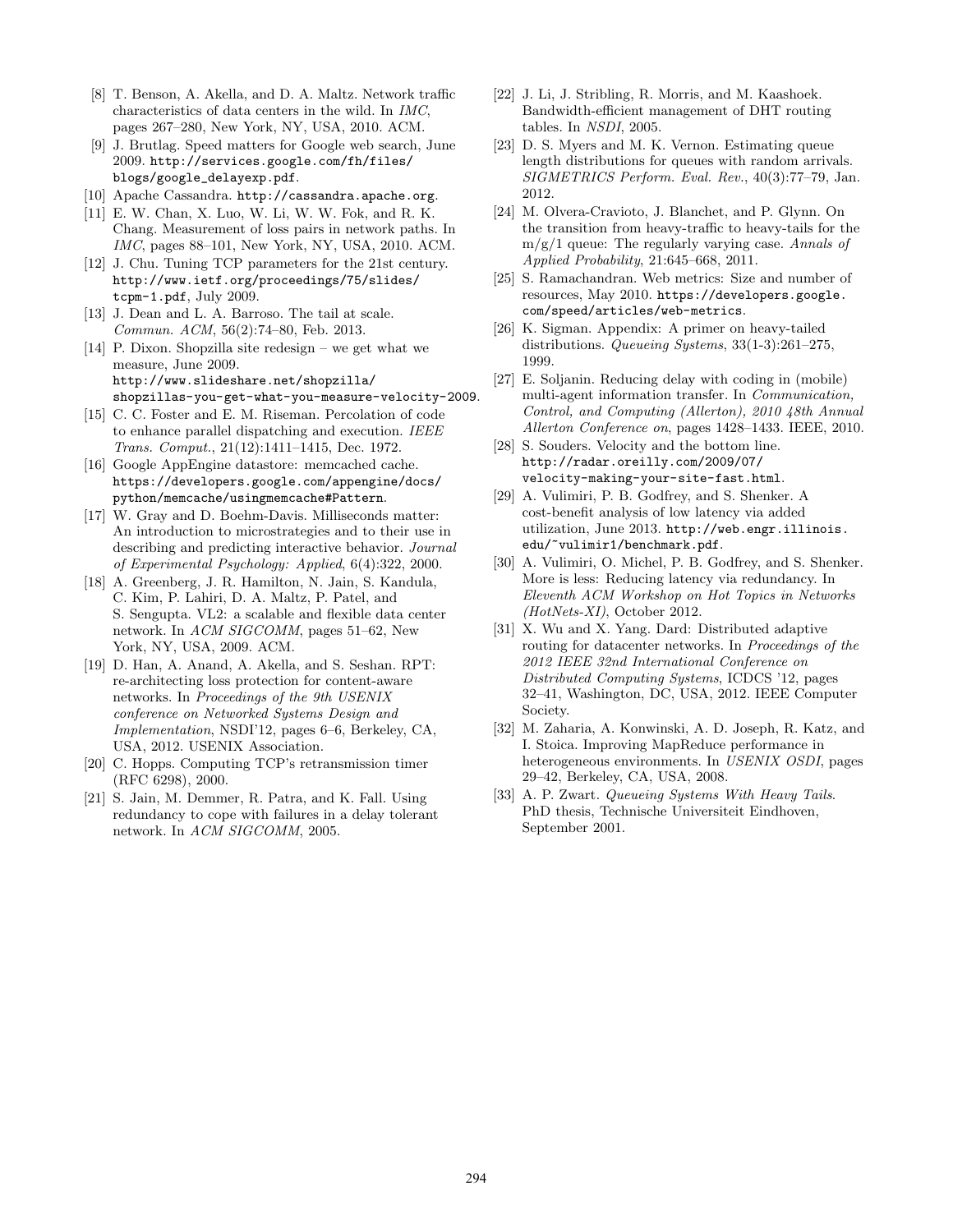[8] T. Benson, A. Akella, and D. A. Maltz. Network traffic characteristics of data centers in the wild. In *IMC*, pages 267–280, New York, NY, USA, 2010. ACM.

[9] J. Brutlag. Speed matters for Google web search, June 2009. http://services.google.com/fh/files/blogs/google_delayexp.pdf.

[10] Apache Cassandra. http://cassandra.apache.org.

[11] E. W. Chan, X. Luo, W. Li, W. W. Fok, and R. K. Chang. Measurement of loss pairs in network paths. In *IMC*, pages 88–101, New York, NY, USA, 2010. ACM.

[12] J. Chu. Tuning TCP parameters for the 21st century. http://www.ietf.org/proceedings/75/slides/tcpm-1.pdf, July 2009.

[13] J. Dean and L. A. Barroso. The tail at scale. *Commun. ACM*, 56(2):74–80, Feb. 2013.

[14] P. Dixon. Shopzilla site redesign – we get what we measure, June 2009. http://www.slideshare.net/shopzilla/shopzillas-you-get-what-you-measure-velocity-2009.

[15] C. C. Foster and E. M. Riseman. Percolation of code to enhance parallel dispatching and execution. *IEEE Trans. Comput.*, 21(12):1411–1415, Dec. 1972.

[16] Google AppEngine datastore: memcached cache. https://developers.google.com/appengine/docs/python/memcache/usingmemcache#Pattern.

[17] W. Gray and D. Boehm-Davis. Milliseconds matter: An introduction to microstrategies and to their use in describing and predicting interactive behavior. *Journal of Experimental Psychology: Applied*, 6(4):322, 2000.

[18] A. Greenberg, J. R. Hamilton, N. Jain, S. Kandula, C. Kim, P. Lahiri, D. A. Maltz, P. Patel, and S. Sengupta. VL2: a scalable and flexible data center network. In *ACM SIGCOMM*, pages 51–62, New York, NY, USA, 2009. ACM.

[19] D. Han, A. Anand, A. Akella, and S. Seshan. RPT: re-architecting loss protection for content-aware networks. In *Proceedings of the 9th USENIX conference on Networked Systems Design and Implementation*, NSDI'12, pages 6–6, Berkeley, CA, USA, 2012. USENIX Association.

[20] C. Hopps. Computing TCP's retransmission timer (RFC 6298), 2000.

[21] S. Jain, M. Demmer, R. Patra, and K. Fall. Using redundancy to cope with failures in a delay tolerant network. In *ACM SIGCOMM*, 2005.

[22] J. Li, J. Stribling, R. Morris, and M. Kaashoek. Bandwidth-efficient management of DHT routing tables. In *NSDI*, 2005.

[23] D. S. Myers and M. K. Vernon. Estimating queue length distributions for queues with random arrivals. *SIGMETRICS Perform. Eval. Rev.*, 40(3):77–79, Jan. 2012.

[24] M. Olvera-Cravioto, J. Blanchet, and P. Glynn. On the transition from heavy-traffic to heavy-tails for the m/g/1 queue: The regularly varying case. *Annals of Applied Probability*, 21:645–668, 2011.

[25] S. Ramachandran. Web metrics: Size and number of resources, May 2010. https://developers.google.com/speed/articles/web-metrics.

[26] K. Sigman. Appendix: A primer on heavy-tailed distributions. *Queueing Systems*, 33(1-3):261–275, 1999.

[27] E. Soljanin. Reducing delay with coding in (mobile) multi-agent information transfer. In *Communication, Control, and Computing (Allerton), 2010 48th Annual Allerton Conference on*, pages 1428–1433. IEEE, 2010.

[28] S. Souders. Velocity and the bottom line. http://radar.oreilly.com/2009/07/velocity-making-your-site-fast.html.

[29] A. Vulimiri, P. B. Godfrey, and S. Shenker. A cost-benefit analysis of low latency via added utilization, June 2013. http://web.engr.illinois.edu/~vulimir1/benchmark.pdf.

[30] A. Vulimiri, O. Michel, P. B. Godfrey, and S. Shenker. More is less: Reducing latency via redundancy. In *Eleventh ACM Workshop on Hot Topics in Networks (HotNets-XI)*, October 2012.

[31] X. Wu and X. Yang. Dard: Distributed adaptive routing for datacenter networks. In *Proceedings of the 2012 IEEE 32nd International Conference on Distributed Computing Systems*, ICDCS '12, pages 32–41, Washington, DC, USA, 2012. IEEE Computer Society.

[32] M. Zaharia, A. Konwinski, A. D. Joseph, R. Katz, and I. Stoica. Improving MapReduce performance in heterogeneous environments. In *USENIX OSDI*, pages 29–42, Berkeley, CA, USA, 2008.

[33] A. P. Zwart. *Queueing Systems With Heavy Tails*. PhD thesis, Technische Universiteit Eindhoven, September 2001.